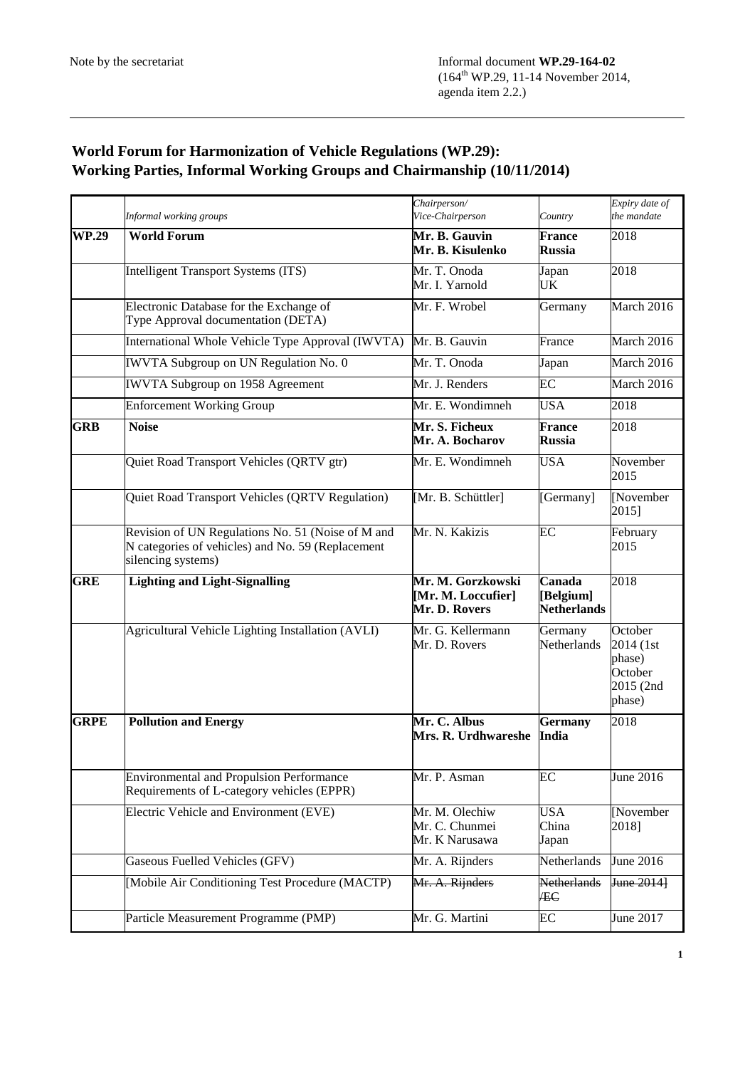Note by the secretariat

Informal document **WP.29-164-02**
(164th WP.29, 11-14 November 2014, agenda item 2.2.)

## World Forum for Harmonization of Vehicle Regulations (WP.29): Working Parties, Informal Working Groups and Chairmanship (10/11/2014)

| | *Informal working groups* | *Chairperson/ Vice-Chairperson* | *Country* | *Expiry date of the mandate* |
|---|---|---|---|---|
| **WP.29** | **World Forum** | **Mr. B. Gauvin**<br>**Mr. B. Kisulenko** | **France**<br>**Russia** | 2018 |
| | Intelligent Transport Systems (ITS) | Mr. T. Onoda<br>Mr. I. Yarnold | Japan<br>UK | 2018 |
| | Electronic Database for the Exchange of Type Approval documentation (DETA) | Mr. F. Wrobel | Germany | March 2016 |
| | International Whole Vehicle Type Approval (IWVTA) | Mr. B. Gauvin | France | March 2016 |
| | IWVTA Subgroup on UN Regulation No. 0 | Mr. T. Onoda | Japan | March 2016 |
| | IWVTA Subgroup on 1958 Agreement | Mr. J. Renders | EC | March 2016 |
| | Enforcement Working Group | Mr. E. Wondimneh | USA | 2018 |
| **GRB** | **Noise** | **Mr. S. Ficheux**<br>**Mr. A. Bocharov** | **France**<br>**Russia** | 2018 |
| | Quiet Road Transport Vehicles (QRTV gtr) | Mr. E. Wondimneh | USA | November 2015 |
| | Quiet Road Transport Vehicles (QRTV Regulation) | [Mr. B. Schüttler] | [Germany] | [November 2015] |
| | Revision of UN Regulations No. 51 (Noise of M and N categories of vehicles) and No. 59 (Replacement silencing systems) | Mr. N. Kakizis | EC | February 2015 |
| **GRE** | **Lighting and Light-Signalling** | **Mr. M. Gorzkowski**<br>**[Mr. M. Loccufier]**<br>**Mr. D. Rovers** | **Canada**<br>**[Belgium]**<br>**Netherlands** | 2018 |
| | Agricultural Vehicle Lighting Installation (AVLI) | Mr. G. Kellermann<br>Mr. D. Rovers | Germany<br>Netherlands | October 2014 (1st phase)<br>October 2015 (2nd phase) |
| **GRPE** | **Pollution and Energy** | **Mr. C. Albus**<br>**Mrs. R. Urdhwareshe** | **Germany**<br>**India** | 2018 |
| | Environmental and Propulsion Performance Requirements of L-category vehicles (EPPR) | Mr. P. Asman | EC | June 2016 |
| | Electric Vehicle and Environment (EVE) | Mr. M. Olechiw<br>Mr. C. Chunmei<br>Mr. K Narusawa | USA<br>China<br>Japan | [November 2018] |
| | Gaseous Fuelled Vehicles (GFV) | Mr. A. Rijnders | Netherlands | June 2016 |
| | [Mobile Air Conditioning Test Procedure (MACTP) | ~~Mr. A. Rijnders~~ | ~~Netherlands /EC~~ | ~~June 2014]~~ |
| | Particle Measurement Programme (PMP) | Mr. G. Martini | EC | June 2017 |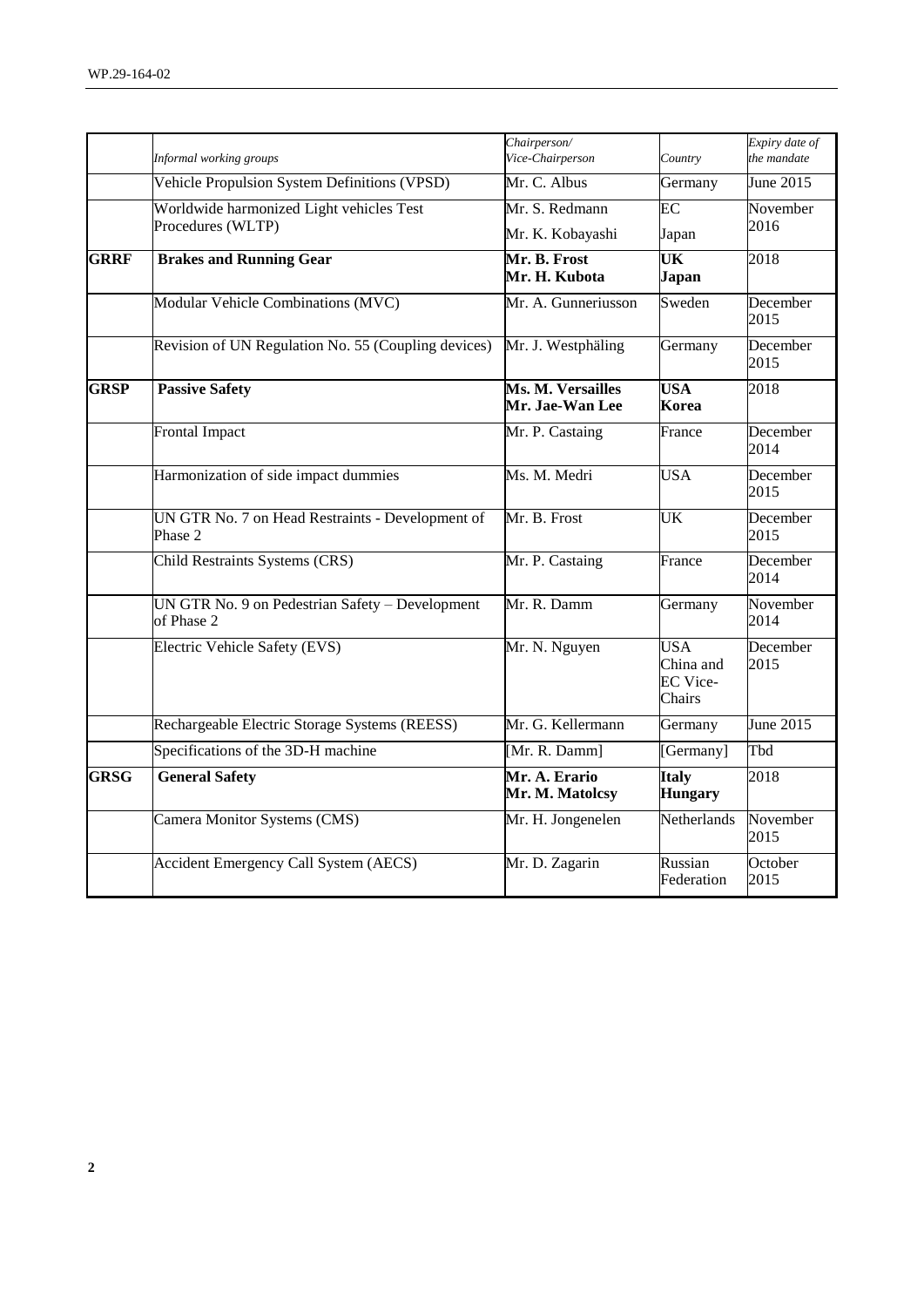| | *Informal working groups* | *Chairperson/ Vice-Chairperson* | *Country* | *Expiry date of the mandate* |
|---|---|---|---|---|
| | Vehicle Propulsion System Definitions (VPSD) | Mr. C. Albus | Germany | June 2015 |
| | Worldwide harmonized Light vehicles Test Procedures (WLTP) | Mr. S. Redmann<br>Mr. K. Kobayashi | EC<br>Japan | November 2016 |
| **GRRF** | **Brakes and Running Gear** | **Mr. B. Frost<br>Mr. H. Kubota** | **UK<br>Japan** | 2018 |
| | Modular Vehicle Combinations (MVC) | Mr. A. Gunneriusson | Sweden | December 2015 |
| | Revision of UN Regulation No. 55 (Coupling devices) | Mr. J. Westphäling | Germany | December 2015 |
| **GRSP** | **Passive Safety** | **Ms. M. Versailles<br>Mr. Jae-Wan Lee** | **USA<br>Korea** | 2018 |
| | Frontal Impact | Mr. P. Castaing | France | December 2014 |
| | Harmonization of side impact dummies | Ms. M. Medri | USA | December 2015 |
| | UN GTR No. 7 on Head Restraints - Development of Phase 2 | Mr. B. Frost | UK | December 2015 |
| | Child Restraints Systems (CRS) | Mr. P. Castaing | France | December 2014 |
| | UN GTR No. 9 on Pedestrian Safety – Development of Phase 2 | Mr. R. Damm | Germany | November 2014 |
| | Electric Vehicle Safety (EVS) | Mr. N. Nguyen | USA<br>China and EC Vice-Chairs | December 2015 |
| | Rechargeable Electric Storage Systems (REESS) | Mr. G. Kellermann | Germany | June 2015 |
| | Specifications of the 3D-H machine | [Mr. R. Damm] | [Germany] | Tbd |
| **GRSG** | **General Safety** | **Mr. A. Erario<br>Mr. M. Matolcsy** | **Italy<br>Hungary** | 2018 |
| | Camera Monitor Systems (CMS) | Mr. H. Jongenelen | Netherlands | November 2015 |
| | Accident Emergency Call System (AECS) | Mr. D. Zagarin | Russian Federation | October 2015 |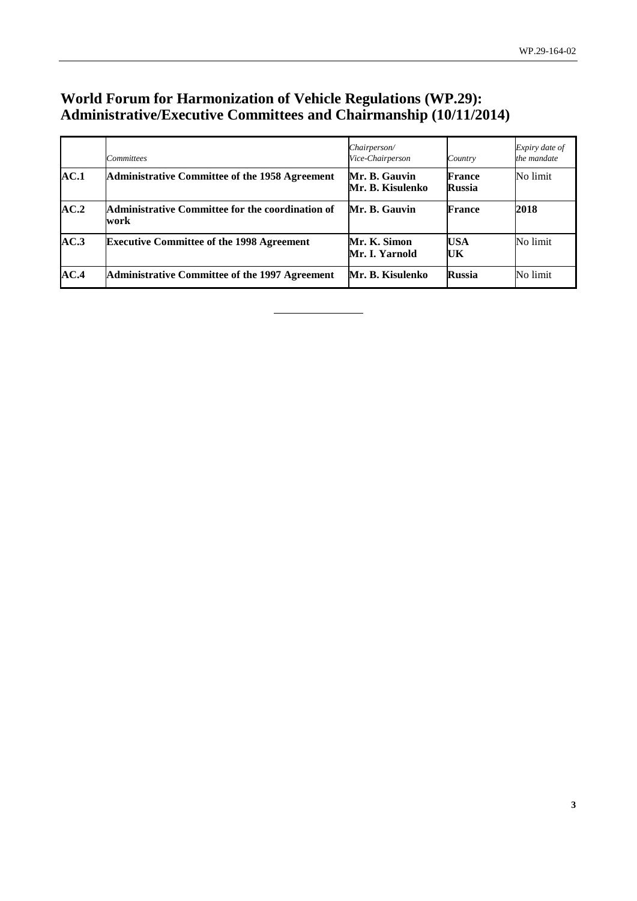## World Forum for Harmonization of Vehicle Regulations (WP.29): Administrative/Executive Committees and Chairmanship (10/11/2014)

| | *Committees* | *Chairperson/ Vice-Chairperson* | *Country* | *Expiry date of the mandate* |
|---|---|---|---|---|
| **AC.1** | **Administrative Committee of the 1958 Agreement** | **Mr. B. Gauvin**<br>**Mr. B. Kisulenko** | **France**<br>**Russia** | No limit |
| **AC.2** | **Administrative Committee for the coordination of work** | **Mr. B. Gauvin** | **France** | **2018** |
| **AC.3** | **Executive Committee of the 1998 Agreement** | **Mr. K. Simon**<br>**Mr. I. Yarnold** | **USA**<br>**UK** | No limit |
| **AC.4** | **Administrative Committee of the 1997 Agreement** | **Mr. B. Kisulenko** | **Russia** | No limit |